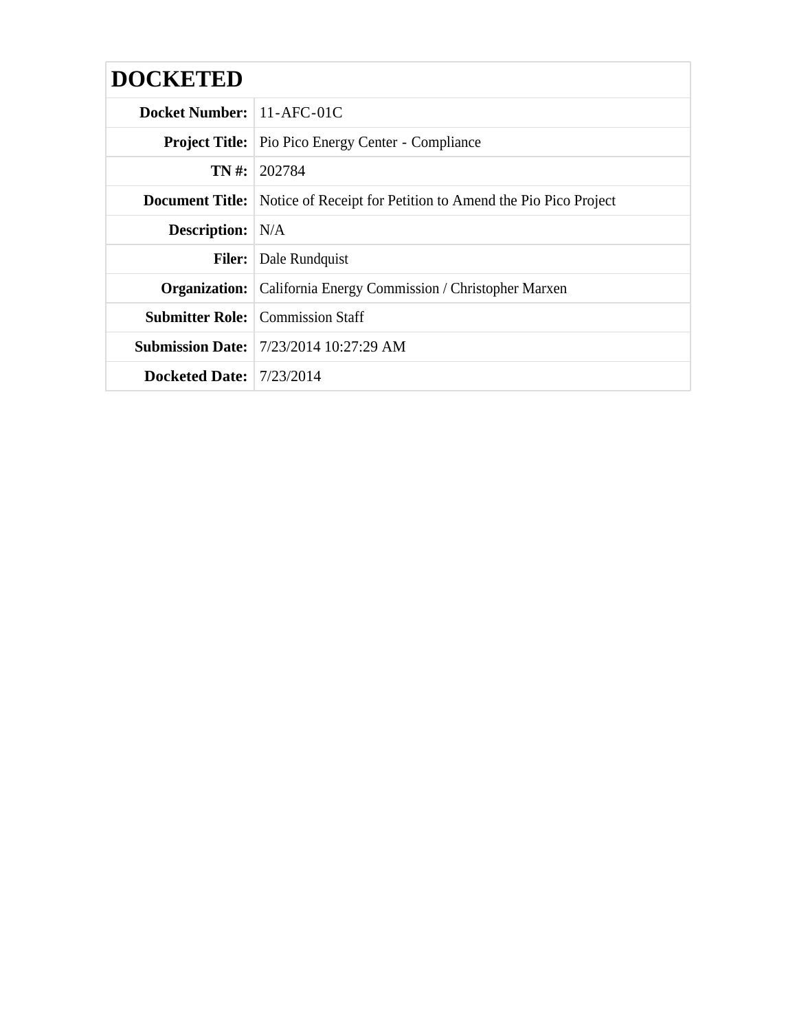| **DOCKETED** | |
|---|---|
| **Docket Number:** | 11-AFC-01C |
| **Project Title:** | Pio Pico Energy Center - Compliance |
| **TN #:** | 202784 |
| **Document Title:** | Notice of Receipt for Petition to Amend the Pio Pico Project |
| **Description:** | N/A |
| **Filer:** | Dale Rundquist |
| **Organization:** | California Energy Commission / Christopher Marxen |
| **Submitter Role:** | Commission Staff |
| **Submission Date:** | 7/23/2014 10:27:29 AM |
| **Docketed Date:** | 7/23/2014 |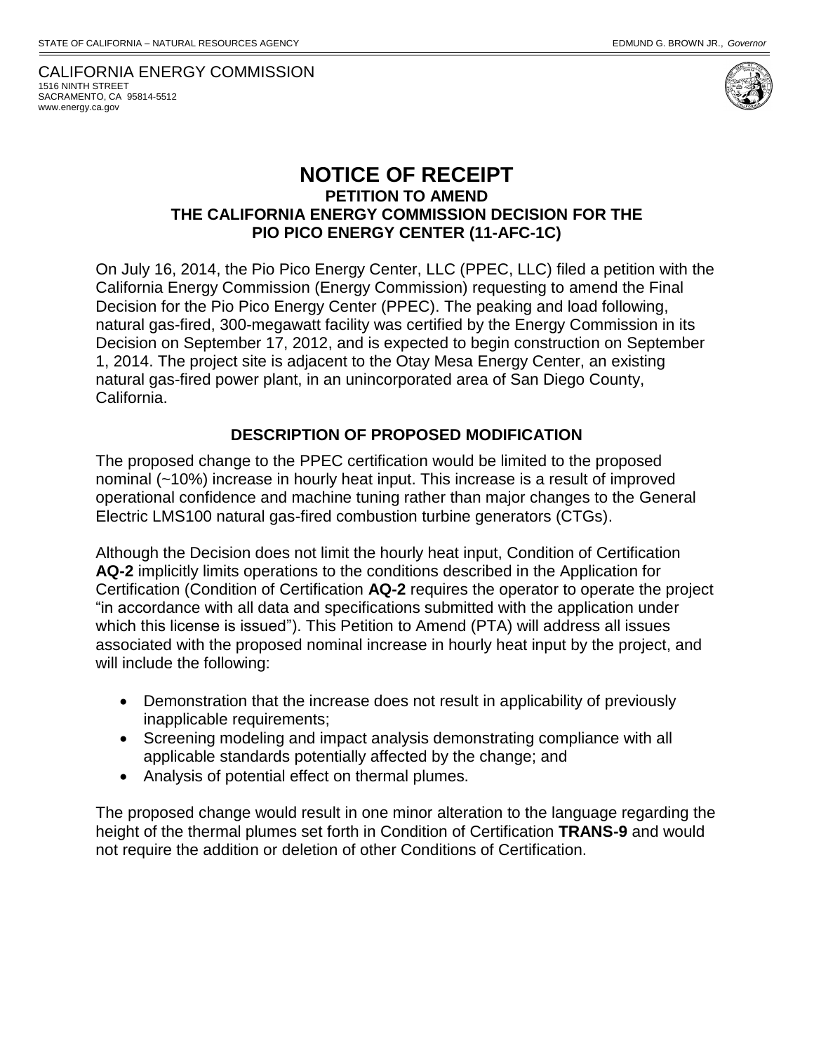STATE OF CALIFORNIA – NATURAL RESOURCES AGENCY EDMUND G. BROWN JR., *Governor*

CALIFORNIA ENERGY COMMISSION
1516 NINTH STREET
SACRAMENTO, CA 95814-5512
www.energy.ca.gov

# NOTICE OF RECEIPT

## PETITION TO AMEND THE CALIFORNIA ENERGY COMMISSION DECISION FOR THE PIO PICO ENERGY CENTER (11-AFC-1C)

On July 16, 2014, the Pio Pico Energy Center, LLC (PPEC, LLC) filed a petition with the California Energy Commission (Energy Commission) requesting to amend the Final Decision for the Pio Pico Energy Center (PPEC). The peaking and load following, natural gas-fired, 300-megawatt facility was certified by the Energy Commission in its Decision on September 17, 2012, and is expected to begin construction on September 1, 2014. The project site is adjacent to the Otay Mesa Energy Center, an existing natural gas-fired power plant, in an unincorporated area of San Diego County, California.

### DESCRIPTION OF PROPOSED MODIFICATION

The proposed change to the PPEC certification would be limited to the proposed nominal (~10%) increase in hourly heat input. This increase is a result of improved operational confidence and machine tuning rather than major changes to the General Electric LMS100 natural gas-fired combustion turbine generators (CTGs).

Although the Decision does not limit the hourly heat input, Condition of Certification **AQ-2** implicitly limits operations to the conditions described in the Application for Certification (Condition of Certification **AQ-2** requires the operator to operate the project "in accordance with all data and specifications submitted with the application under which this license is issued"). This Petition to Amend (PTA) will address all issues associated with the proposed nominal increase in hourly heat input by the project, and will include the following:

- Demonstration that the increase does not result in applicability of previously inapplicable requirements;
- Screening modeling and impact analysis demonstrating compliance with all applicable standards potentially affected by the change; and
- Analysis of potential effect on thermal plumes.

The proposed change would result in one minor alteration to the language regarding the height of the thermal plumes set forth in Condition of Certification **TRANS-9** and would not require the addition or deletion of other Conditions of Certification.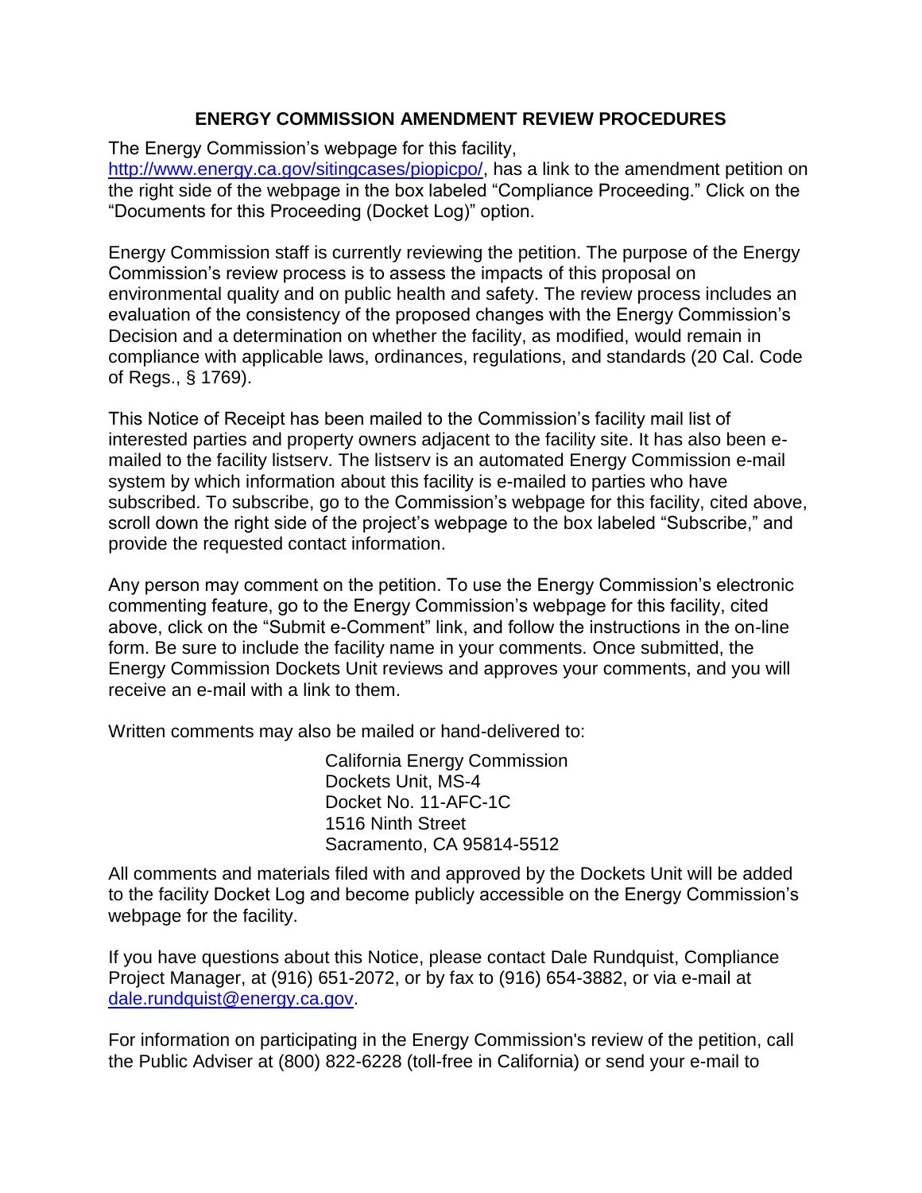## ENERGY COMMISSION AMENDMENT REVIEW PROCEDURES

The Energy Commission's webpage for this facility, http://www.energy.ca.gov/sitingcases/piopicpo/, has a link to the amendment petition on the right side of the webpage in the box labeled "Compliance Proceeding." Click on the "Documents for this Proceeding (Docket Log)" option.

Energy Commission staff is currently reviewing the petition. The purpose of the Energy Commission's review process is to assess the impacts of this proposal on environmental quality and on public health and safety. The review process includes an evaluation of the consistency of the proposed changes with the Energy Commission's Decision and a determination on whether the facility, as modified, would remain in compliance with applicable laws, ordinances, regulations, and standards (20 Cal. Code of Regs., § 1769).

This Notice of Receipt has been mailed to the Commission's facility mail list of interested parties and property owners adjacent to the facility site. It has also been e-mailed to the facility listserv. The listserv is an automated Energy Commission e-mail system by which information about this facility is e-mailed to parties who have subscribed. To subscribe, go to the Commission's webpage for this facility, cited above, scroll down the right side of the project's webpage to the box labeled "Subscribe," and provide the requested contact information.

Any person may comment on the petition. To use the Energy Commission's electronic commenting feature, go to the Energy Commission's webpage for this facility, cited above, click on the "Submit e-Comment" link, and follow the instructions in the on-line form. Be sure to include the facility name in your comments. Once submitted, the Energy Commission Dockets Unit reviews and approves your comments, and you will receive an e-mail with a link to them.

Written comments may also be mailed or hand-delivered to:

California Energy Commission
Dockets Unit, MS-4
Docket No. 11-AFC-1C
1516 Ninth Street
Sacramento, CA 95814-5512

All comments and materials filed with and approved by the Dockets Unit will be added to the facility Docket Log and become publicly accessible on the Energy Commission's webpage for the facility.

If you have questions about this Notice, please contact Dale Rundquist, Compliance Project Manager, at (916) 651-2072, or by fax to (916) 654-3882, or via e-mail at dale.rundquist@energy.ca.gov.

For information on participating in the Energy Commission's review of the petition, call the Public Adviser at (800) 822-6228 (toll-free in California) or send your e-mail to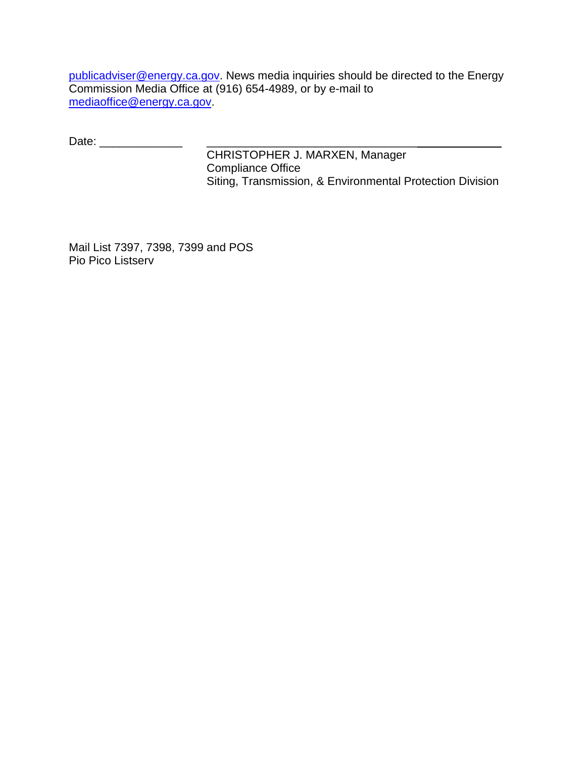publicadviser@energy.ca.gov. News media inquiries should be directed to the Energy Commission Media Office at (916) 654-4989, or by e-mail to mediaoffice@energy.ca.gov.

Date: _____________ ______________________________________________

CHRISTOPHER J. MARXEN, Manager
Compliance Office
Siting, Transmission, & Environmental Protection Division

Mail List 7397, 7398, 7399 and POS
Pio Pico Listserv